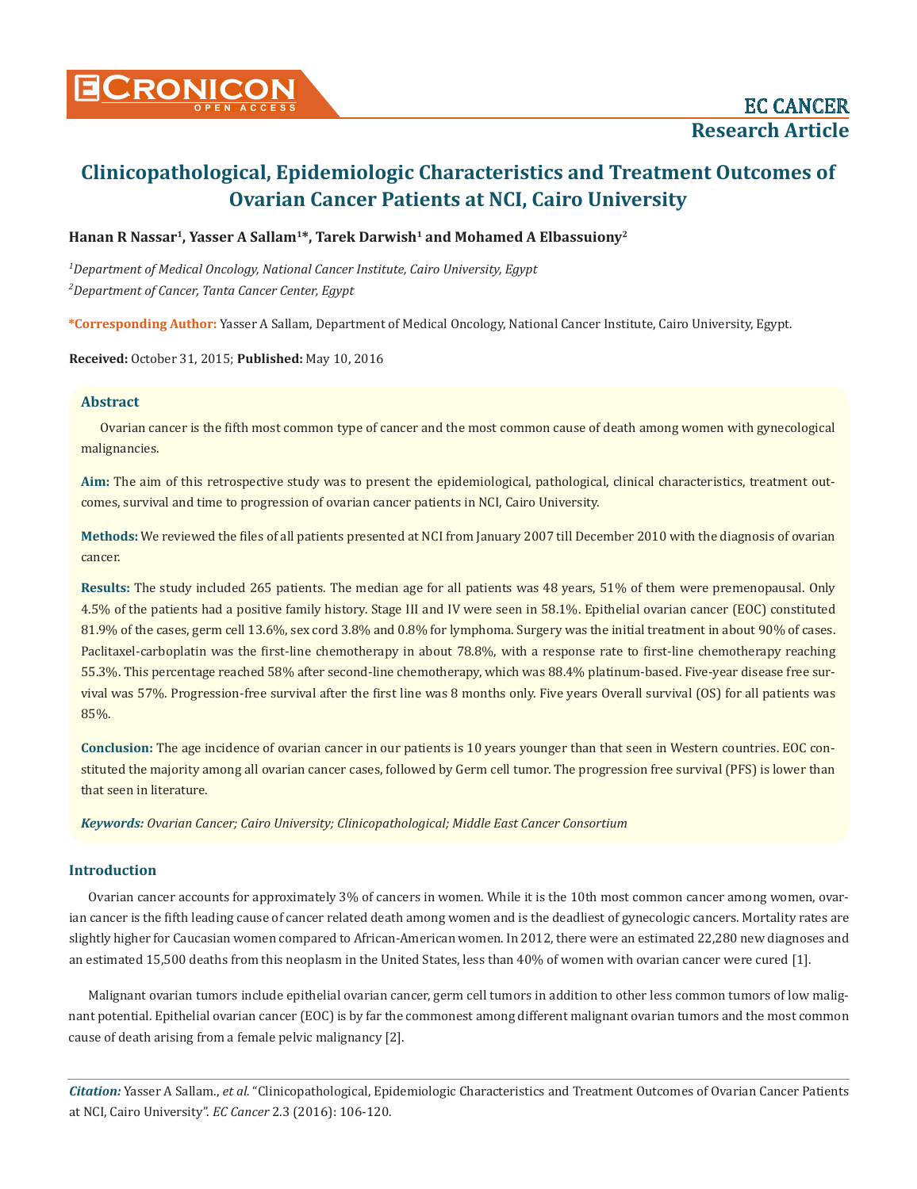EC CANCER
Research Article

# Clinicopathological, Epidemiologic Characteristics and Treatment Outcomes of Ovarian Cancer Patients at NCI, Cairo University

**Hanan R Nassar[1], Yasser A Sallam[1]*, Tarek Darwish[1] and Mohamed A Elbassuiony[2]**

*[1]Department of Medical Oncology, National Cancer Institute, Cairo University, Egypt*

*[2]Department of Cancer, Tanta Cancer Center, Egypt*

**\*Corresponding Author:** Yasser A Sallam, Department of Medical Oncology, National Cancer Institute, Cairo University, Egypt.

**Received:** October 31, 2015; **Published:** May 10, 2016

## Abstract

Ovarian cancer is the fifth most common type of cancer and the most common cause of death among women with gynecological malignancies.

**Aim:** The aim of this retrospective study was to present the epidemiological, pathological, clinical characteristics, treatment outcomes, survival and time to progression of ovarian cancer patients in NCI, Cairo University.

**Methods:** We reviewed the files of all patients presented at NCI from January 2007 till December 2010 with the diagnosis of ovarian cancer.

**Results:** The study included 265 patients. The median age for all patients was 48 years, 51% of them were premenopausal. Only 4.5% of the patients had a positive family history. Stage III and IV were seen in 58.1%. Epithelial ovarian cancer (EOC) constituted 81.9% of the cases, germ cell 13.6%, sex cord 3.8% and 0.8% for lymphoma. Surgery was the initial treatment in about 90% of cases. Paclitaxel-carboplatin was the first-line chemotherapy in about 78.8%, with a response rate to first-line chemotherapy reaching 55.3%. This percentage reached 58% after second-line chemotherapy, which was 88.4% platinum-based. Five-year disease free survival was 57%. Progression-free survival after the first line was 8 months only. Five years Overall survival (OS) for all patients was 85%.

**Conclusion:** The age incidence of ovarian cancer in our patients is 10 years younger than that seen in Western countries. EOC constituted the majority among all ovarian cancer cases, followed by Germ cell tumor. The progression free survival (PFS) is lower than that seen in literature.

***Keywords:*** *Ovarian Cancer; Cairo University; Clinicopathological; Middle East Cancer Consortium*

## Introduction

Ovarian cancer accounts for approximately 3% of cancers in women. While it is the 10th most common cancer among women, ovarian cancer is the fifth leading cause of cancer related death among women and is the deadliest of gynecologic cancers. Mortality rates are slightly higher for Caucasian women compared to African-American women. In 2012, there were an estimated 22,280 new diagnoses and an estimated 15,500 deaths from this neoplasm in the United States, less than 40% of women with ovarian cancer were cured [1].

Malignant ovarian tumors include epithelial ovarian cancer, germ cell tumors in addition to other less common tumors of low malignant potential. Epithelial ovarian cancer (EOC) is by far the commonest among different malignant ovarian tumors and the most common cause of death arising from a female pelvic malignancy [2].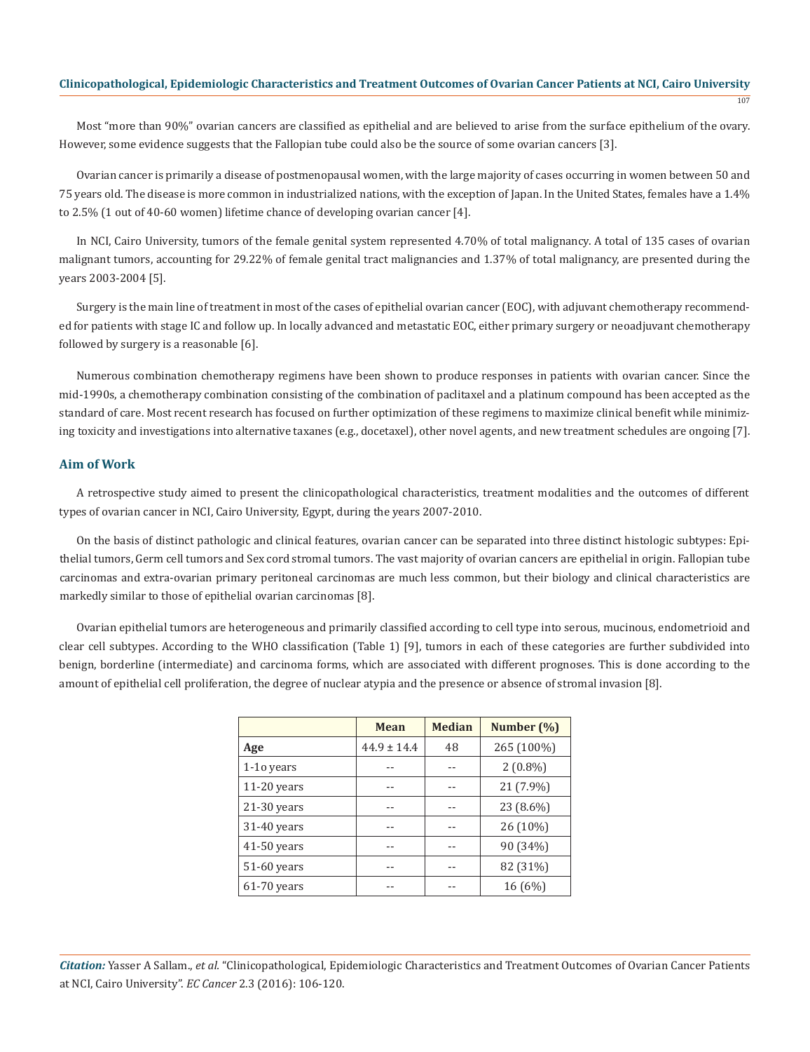Most "more than 90%" ovarian cancers are classified as epithelial and are believed to arise from the surface epithelium of the ovary. However, some evidence suggests that the Fallopian tube could also be the source of some ovarian cancers [3].

Ovarian cancer is primarily a disease of postmenopausal women, with the large majority of cases occurring in women between 50 and 75 years old. The disease is more common in industrialized nations, with the exception of Japan. In the United States, females have a 1.4% to 2.5% (1 out of 40-60 women) lifetime chance of developing ovarian cancer [4].

In NCI, Cairo University, tumors of the female genital system represented 4.70% of total malignancy. A total of 135 cases of ovarian malignant tumors, accounting for 29.22% of female genital tract malignancies and 1.37% of total malignancy, are presented during the years 2003-2004 [5].

Surgery is the main line of treatment in most of the cases of epithelial ovarian cancer (EOC), with adjuvant chemotherapy recommended for patients with stage IC and follow up. In locally advanced and metastatic EOC, either primary surgery or neoadjuvant chemotherapy followed by surgery is a reasonable [6].

Numerous combination chemotherapy regimens have been shown to produce responses in patients with ovarian cancer. Since the mid-1990s, a chemotherapy combination consisting of the combination of paclitaxel and a platinum compound has been accepted as the standard of care. Most recent research has focused on further optimization of these regimens to maximize clinical benefit while minimizing toxicity and investigations into alternative taxanes (e.g., docetaxel), other novel agents, and new treatment schedules are ongoing [7].

## Aim of Work

A retrospective study aimed to present the clinicopathological characteristics, treatment modalities and the outcomes of different types of ovarian cancer in NCI, Cairo University, Egypt, during the years 2007-2010.

On the basis of distinct pathologic and clinical features, ovarian cancer can be separated into three distinct histologic subtypes: Epithelial tumors, Germ cell tumors and Sex cord stromal tumors. The vast majority of ovarian cancers are epithelial in origin. Fallopian tube carcinomas and extra-ovarian primary peritoneal carcinomas are much less common, but their biology and clinical characteristics are markedly similar to those of epithelial ovarian carcinomas [8].

Ovarian epithelial tumors are heterogeneous and primarily classified according to cell type into serous, mucinous, endometrioid and clear cell subtypes. According to the WHO classification (Table 1) [9], tumors in each of these categories are further subdivided into benign, borderline (intermediate) and carcinoma forms, which are associated with different prognoses. This is done according to the amount of epithelial cell proliferation, the degree of nuclear atypia and the presence or absence of stromal invasion [8].

| | Mean | Median | Number (%) |
|---|---|---|---|
| **Age** | 44.9 ± 14.4 | 48 | 265 (100%) |
| 1-1o years | -- | -- | 2 (0.8%) |
| 11-20 years | -- | -- | 21 (7.9%) |
| 21-30 years | -- | -- | 23 (8.6%) |
| 31-40 years | -- | -- | 26 (10%) |
| 41-50 years | -- | -- | 90 (34%) |
| 51-60 years | -- | -- | 82 (31%) |
| 61-70 years | -- | -- | 16 (6%) |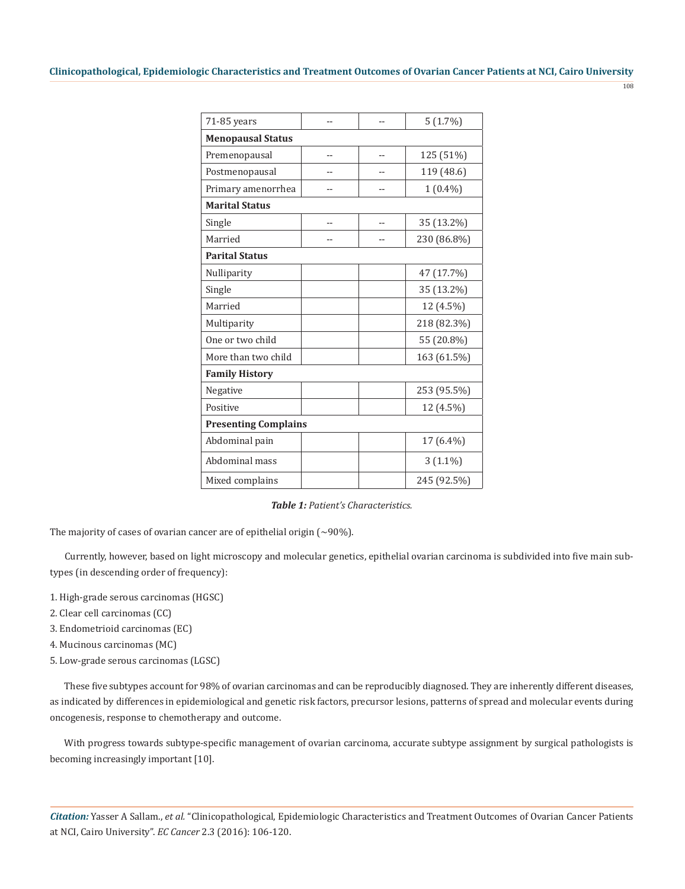| | | | |
|---|---|---|---|
| 71-85 years | -- | -- | 5 (1.7%) |
| **Menopausal Status** | | | |
| Premenopausal | -- | -- | 125 (51%) |
| Postmenopausal | -- | -- | 119 (48.6) |
| Primary amenorrhea | -- | -- | 1 (0.4%) |
| **Marital Status** | | | |
| Single | -- | -- | 35 (13.2%) |
| Married | -- | -- | 230 (86.8%) |
| **Parital Status** | | | |
| Nulliparity | | | 47 (17.7%) |
| Single | | | 35 (13.2%) |
| Married | | | 12 (4.5%) |
| Multiparity | | | 218 (82.3%) |
| One or two child | | | 55 (20.8%) |
| More than two child | | | 163 (61.5%) |
| **Family History** | | | |
| Negative | | | 253 (95.5%) |
| Positive | | | 12 (4.5%) |
| **Presenting Complains** | | | |
| Abdominal pain | | | 17 (6.4%) |
| Abdominal mass | | | 3 (1.1%) |
| Mixed complains | | | 245 (92.5%) |

***Table 1:** Patient's Characteristics.*

The majority of cases of ovarian cancer are of epithelial origin (~90%).

Currently, however, based on light microscopy and molecular genetics, epithelial ovarian carcinoma is subdivided into five main subtypes (in descending order of frequency):

1. High-grade serous carcinomas (HGSC)
2. Clear cell carcinomas (CC)
3. Endometrioid carcinomas (EC)
4. Mucinous carcinomas (MC)
5. Low-grade serous carcinomas (LGSC)

These five subtypes account for 98% of ovarian carcinomas and can be reproducibly diagnosed. They are inherently different diseases, as indicated by differences in epidemiological and genetic risk factors, precursor lesions, patterns of spread and molecular events during oncogenesis, response to chemotherapy and outcome.

With progress towards subtype-specific management of ovarian carcinoma, accurate subtype assignment by surgical pathologists is becoming increasingly important [10].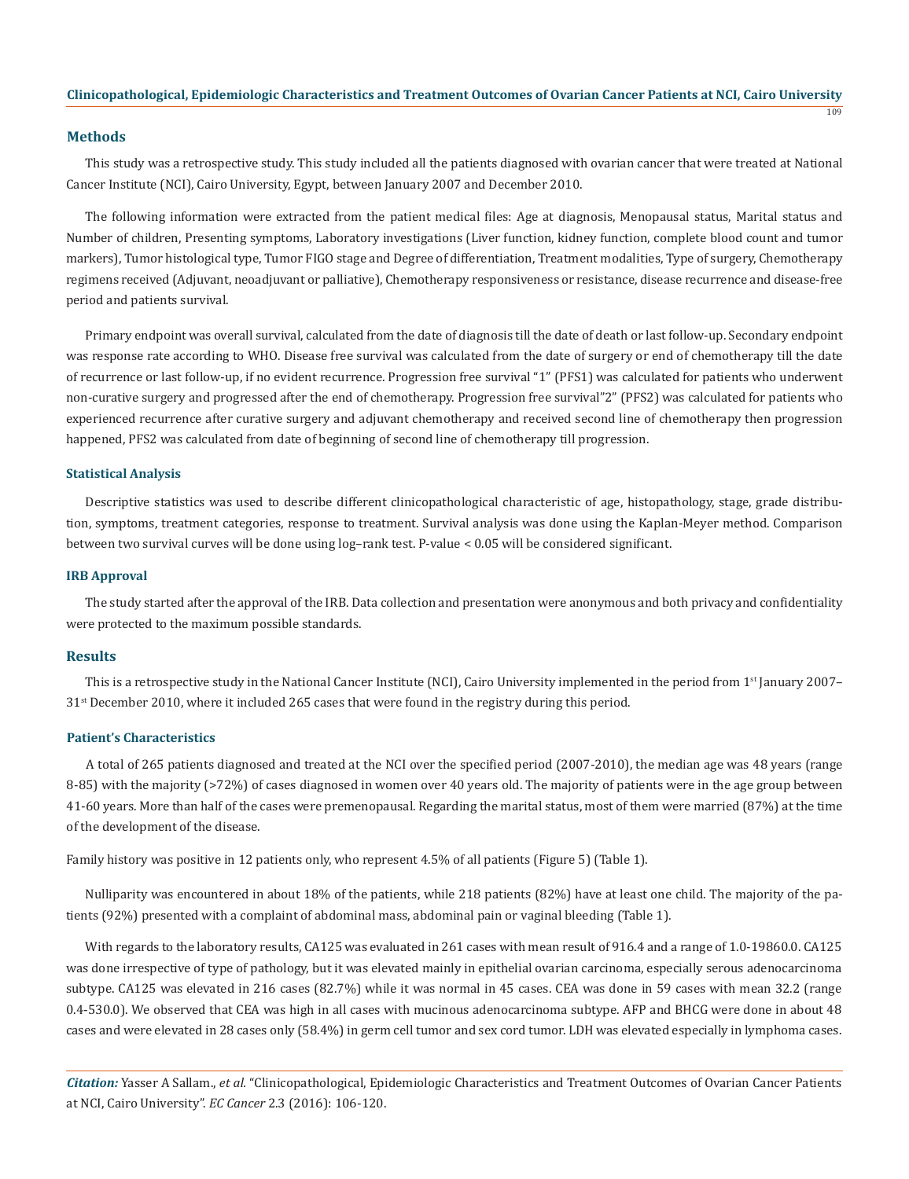## Methods

This study was a retrospective study. This study included all the patients diagnosed with ovarian cancer that were treated at National Cancer Institute (NCI), Cairo University, Egypt, between January 2007 and December 2010.

The following information were extracted from the patient medical files: Age at diagnosis, Menopausal status, Marital status and Number of children, Presenting symptoms, Laboratory investigations (Liver function, kidney function, complete blood count and tumor markers), Tumor histological type, Tumor FIGO stage and Degree of differentiation, Treatment modalities, Type of surgery, Chemotherapy regimens received (Adjuvant, neoadjuvant or palliative), Chemotherapy responsiveness or resistance, disease recurrence and disease-free period and patients survival.

Primary endpoint was overall survival, calculated from the date of diagnosis till the date of death or last follow-up. Secondary endpoint was response rate according to WHO. Disease free survival was calculated from the date of surgery or end of chemotherapy till the date of recurrence or last follow-up, if no evident recurrence. Progression free survival "1" (PFS1) was calculated for patients who underwent non-curative surgery and progressed after the end of chemotherapy. Progression free survival"2" (PFS2) was calculated for patients who experienced recurrence after curative surgery and adjuvant chemotherapy and received second line of chemotherapy then progression happened, PFS2 was calculated from date of beginning of second line of chemotherapy till progression.

### Statistical Analysis

Descriptive statistics was used to describe different clinicopathological characteristic of age, histopathology, stage, grade distribution, symptoms, treatment categories, response to treatment. Survival analysis was done using the Kaplan-Meyer method. Comparison between two survival curves will be done using log–rank test. P-value < 0.05 will be considered significant.

### IRB Approval

The study started after the approval of the IRB. Data collection and presentation were anonymous and both privacy and confidentiality were protected to the maximum possible standards.

## Results

This is a retrospective study in the National Cancer Institute (NCI), Cairo University implemented in the period from 1st January 2007–31st December 2010, where it included 265 cases that were found in the registry during this period.

### Patient's Characteristics

A total of 265 patients diagnosed and treated at the NCI over the specified period (2007-2010), the median age was 48 years (range 8-85) with the majority (>72%) of cases diagnosed in women over 40 years old. The majority of patients were in the age group between 41-60 years. More than half of the cases were premenopausal. Regarding the marital status, most of them were married (87%) at the time of the development of the disease.

Family history was positive in 12 patients only, who represent 4.5% of all patients (Figure 5) (Table 1).

Nulliparity was encountered in about 18% of the patients, while 218 patients (82%) have at least one child. The majority of the patients (92%) presented with a complaint of abdominal mass, abdominal pain or vaginal bleeding (Table 1).

With regards to the laboratory results, CA125 was evaluated in 261 cases with mean result of 916.4 and a range of 1.0-19860.0. CA125 was done irrespective of type of pathology, but it was elevated mainly in epithelial ovarian carcinoma, especially serous adenocarcinoma subtype. CA125 was elevated in 216 cases (82.7%) while it was normal in 45 cases. CEA was done in 59 cases with mean 32.2 (range 0.4-530.0). We observed that CEA was high in all cases with mucinous adenocarcinoma subtype. AFP and BHCG were done in about 48 cases and were elevated in 28 cases only (58.4%) in germ cell tumor and sex cord tumor. LDH was elevated especially in lymphoma cases.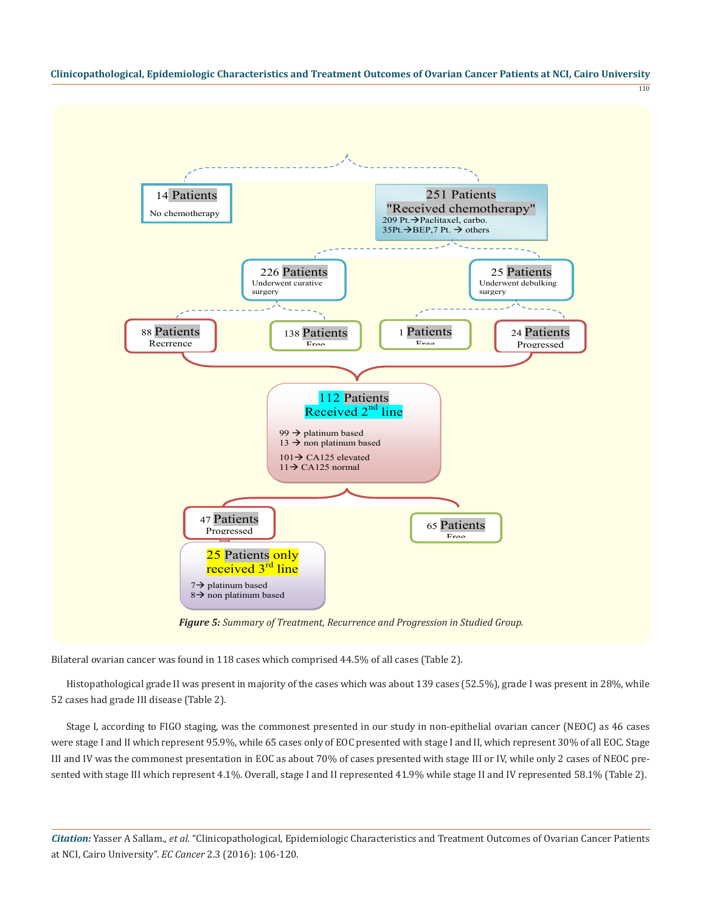14 Patients
No chemotherapy

251 Patients
"Received chemotherapy"
209 Pt.→Paclitaxel, carbo.
35Pt.→BEP,7 Pt. → others

226 Patients
Underwent curative surgery

25 Patients
Underwent debulking surgery

88 Patients
Recrrence

138 Patients
Free

1 Patients
Free

24 Patients
Progressed

112 Patients
Received 2nd line
99 → platinum based
13 → non platinum based
101→ CA125 elevated
11→ CA125 normal

47 Patients
Progressed

65 Patients
Free

25 Patients only received 3rd line
7→ platinum based
8→ non platinum based

***Figure 5:*** *Summary of Treatment, Recurrence and Progression in Studied Group.*

Bilateral ovarian cancer was found in 118 cases which comprised 44.5% of all cases (Table 2).

Histopathological grade II was present in majority of the cases which was about 139 cases (52.5%), grade I was present in 28%, while 52 cases had grade III disease (Table 2).

Stage I, according to FIGO staging, was the commonest presented in our study in non-epithelial ovarian cancer (NEOC) as 46 cases were stage I and II which represent 95.9%, while 65 cases only of EOC presented with stage I and II, which represent 30% of all EOC. Stage III and IV was the commonest presentation in EOC as about 70% of cases presented with stage III or IV, while only 2 cases of NEOC presented with stage III which represent 4.1%. Overall, stage I and II represented 41.9% while stage II and IV represented 58.1% (Table 2).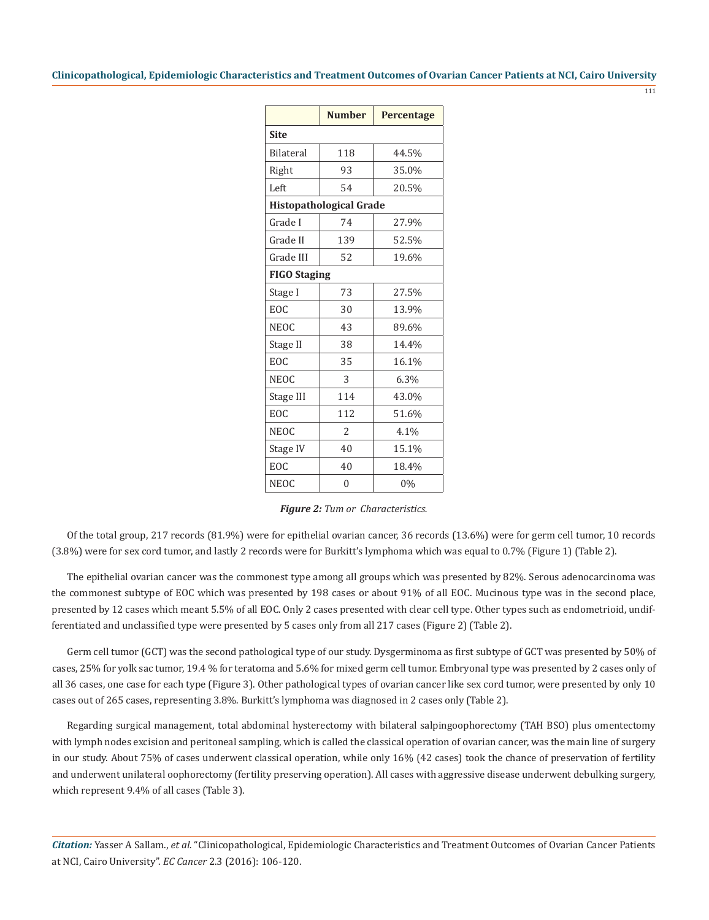| | Number | Percentage |
|---|---|---|
| **Site** | | |
| Bilateral | 118 | 44.5% |
| Right | 93 | 35.0% |
| Left | 54 | 20.5% |
| **Histopathological Grade** | | |
| Grade I | 74 | 27.9% |
| Grade II | 139 | 52.5% |
| Grade III | 52 | 19.6% |
| **FIGO Staging** | | |
| Stage I | 73 | 27.5% |
| EOC | 30 | 13.9% |
| NEOC | 43 | 89.6% |
| Stage II | 38 | 14.4% |
| EOC | 35 | 16.1% |
| NEOC | 3 | 6.3% |
| Stage III | 114 | 43.0% |
| EOC | 112 | 51.6% |
| NEOC | 2 | 4.1% |
| Stage IV | 40 | 15.1% |
| EOC | 40 | 18.4% |
| NEOC | 0 | 0% |

***Figure 2:*** *Tum or Characteristics.*

Of the total group, 217 records (81.9%) were for epithelial ovarian cancer, 36 records (13.6%) were for germ cell tumor, 10 records (3.8%) were for sex cord tumor, and lastly 2 records were for Burkitt's lymphoma which was equal to 0.7% (Figure 1) (Table 2).

The epithelial ovarian cancer was the commonest type among all groups which was presented by 82%. Serous adenocarcinoma was the commonest subtype of EOC which was presented by 198 cases or about 91% of all EOC. Mucinous type was in the second place, presented by 12 cases which meant 5.5% of all EOC. Only 2 cases presented with clear cell type. Other types such as endometrioid, undifferentiated and unclassified type were presented by 5 cases only from all 217 cases (Figure 2) (Table 2).

Germ cell tumor (GCT) was the second pathological type of our study. Dysgerminoma as first subtype of GCT was presented by 50% of cases, 25% for yolk sac tumor, 19.4 % for teratoma and 5.6% for mixed germ cell tumor. Embryonal type was presented by 2 cases only of all 36 cases, one case for each type (Figure 3). Other pathological types of ovarian cancer like sex cord tumor, were presented by only 10 cases out of 265 cases, representing 3.8%. Burkitt's lymphoma was diagnosed in 2 cases only (Table 2).

Regarding surgical management, total abdominal hysterectomy with bilateral salpingoophorectomy (TAH BSO) plus omentectomy with lymph nodes excision and peritoneal sampling, which is called the classical operation of ovarian cancer, was the main line of surgery in our study. About 75% of cases underwent classical operation, while only 16% (42 cases) took the chance of preservation of fertility and underwent unilateral oophorectomy (fertility preserving operation). All cases with aggressive disease underwent debulking surgery, which represent 9.4% of all cases (Table 3).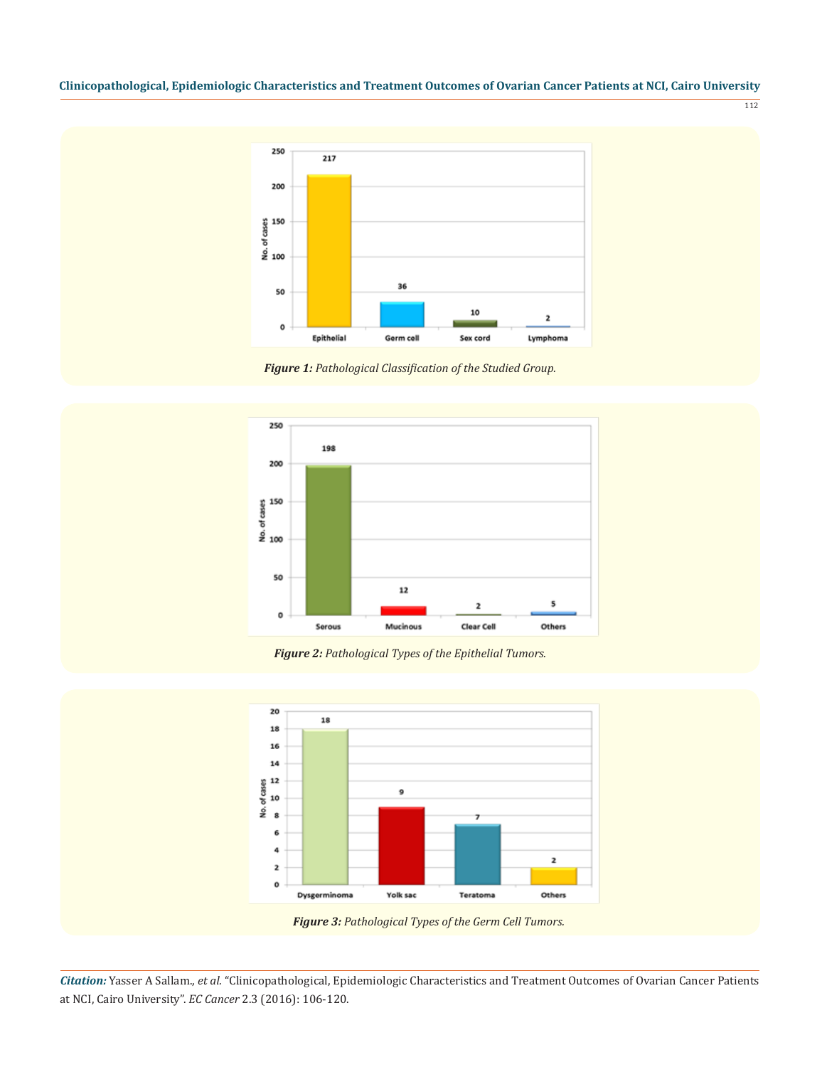**Figure 1:** *Pathological Classification of the Studied Group.*

**Figure 2:** *Pathological Types of the Epithelial Tumors.*

**Figure 3:** *Pathological Types of the Germ Cell Tumors.*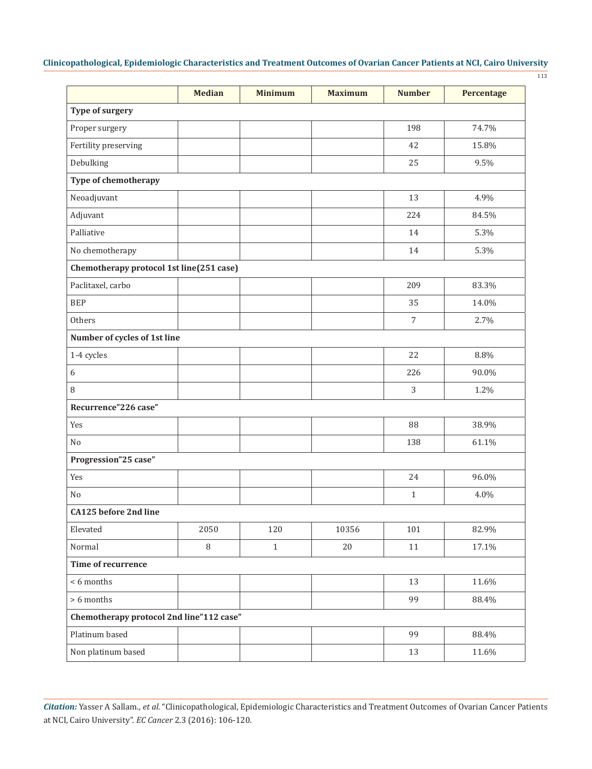| | Median | Minimum | Maximum | Number | Percentage |
|---|---|---|---|---|---|
| **Type of surgery** | | | | | |
| Proper surgery | | | | 198 | 74.7% |
| Fertility preserving | | | | 42 | 15.8% |
| Debulking | | | | 25 | 9.5% |
| **Type of chemotherapy** | | | | | |
| Neoadjuvant | | | | 13 | 4.9% |
| Adjuvant | | | | 224 | 84.5% |
| Palliative | | | | 14 | 5.3% |
| No chemotherapy | | | | 14 | 5.3% |
| **Chemotherapy protocol 1st line(251 case)** | | | | | |
| Paclitaxel, carbo | | | | 209 | 83.3% |
| BEP | | | | 35 | 14.0% |
| Others | | | | 7 | 2.7% |
| **Number of cycles of 1st line** | | | | | |
| 1-4 cycles | | | | 22 | 8.8% |
| 6 | | | | 226 | 90.0% |
| 8 | | | | 3 | 1.2% |
| **Recurrence"226 case"** | | | | | |
| Yes | | | | 88 | 38.9% |
| No | | | | 138 | 61.1% |
| **Progression"25 case"** | | | | | |
| Yes | | | | 24 | 96.0% |
| No | | | | 1 | 4.0% |
| **CA125 before 2nd line** | | | | | |
| Elevated | 2050 | 120 | 10356 | 101 | 82.9% |
| Normal | 8 | 1 | 20 | 11 | 17.1% |
| **Time of recurrence** | | | | | |
| < 6 months | | | | 13 | 11.6% |
| > 6 months | | | | 99 | 88.4% |
| **Chemotherapy protocol 2nd line"112 case"** | | | | | |
| Platinum based | | | | 99 | 88.4% |
| Non platinum based | | | | 13 | 11.6% |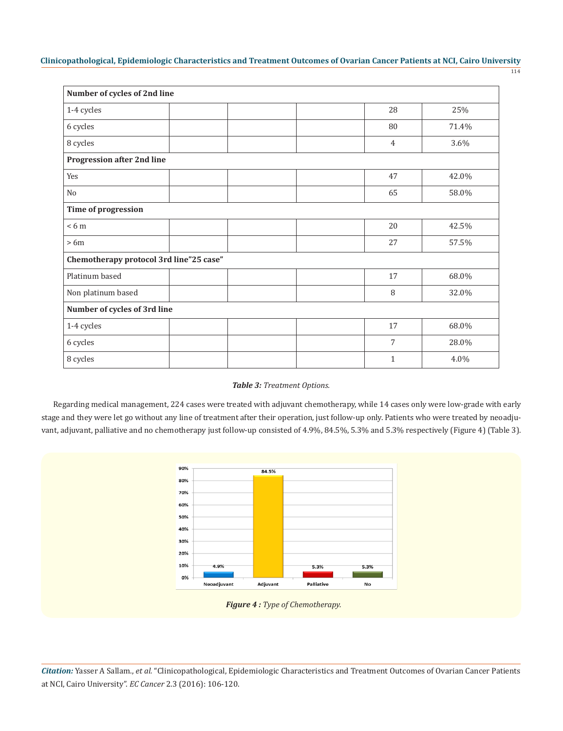| Number of cycles of 2nd line | | | | | |
|---|---|---|---|---|---|
| 1-4 cycles | | | | 28 | 25% |
| 6 cycles | | | | 80 | 71.4% |
| 8 cycles | | | | 4 | 3.6% |
| **Progression after 2nd line** | | | | | |
| Yes | | | | 47 | 42.0% |
| No | | | | 65 | 58.0% |
| **Time of progression** | | | | | |
| < 6 m | | | | 20 | 42.5% |
| > 6m | | | | 27 | 57.5% |
| **Chemotherapy protocol 3rd line"25 case"** | | | | | |
| Platinum based | | | | 17 | 68.0% |
| Non platinum based | | | | 8 | 32.0% |
| **Number of cycles of 3rd line** | | | | | |
| 1-4 cycles | | | | 17 | 68.0% |
| 6 cycles | | | | 7 | 28.0% |
| 8 cycles | | | | 1 | 4.0% |

***Table 3:*** *Treatment Options.*

Regarding medical management, 224 cases were treated with adjuvant chemotherapy, while 14 cases only were low-grade with early stage and they were let go without any line of treatment after their operation, just follow-up only. Patients who were treated by neoadjuvant, adjuvant, palliative and no chemotherapy just follow-up consisted of 4.9%, 84.5%, 5.3% and 5.3% respectively (Figure 4) (Table 3).

***Figure 4 :*** *Type of Chemotherapy.*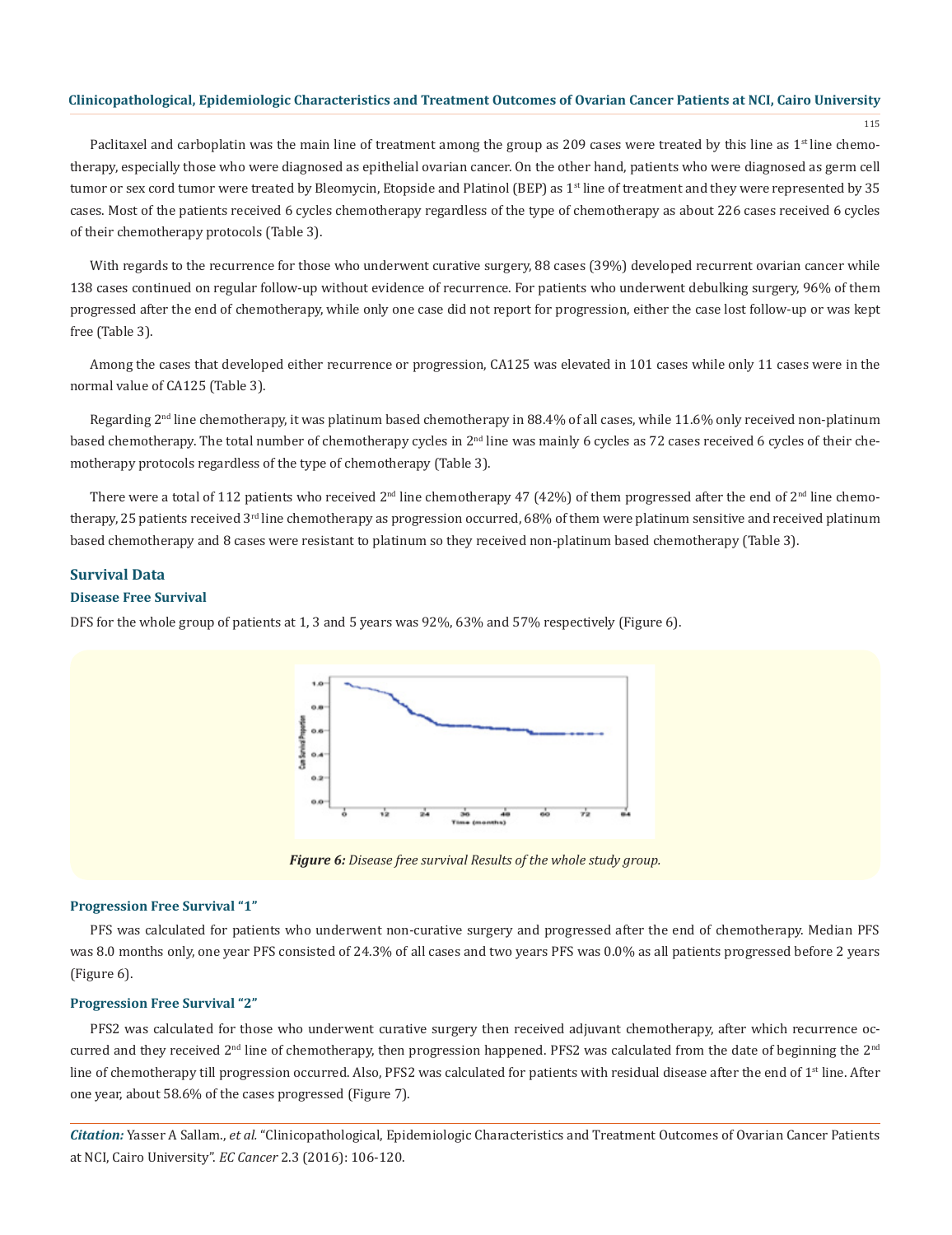Paclitaxel and carboplatin was the main line of treatment among the group as 209 cases were treated by this line as 1st line chemotherapy, especially those who were diagnosed as epithelial ovarian cancer. On the other hand, patients who were diagnosed as germ cell tumor or sex cord tumor were treated by Bleomycin, Etopside and Platinol (BEP) as 1st line of treatment and they were represented by 35 cases. Most of the patients received 6 cycles chemotherapy regardless of the type of chemotherapy as about 226 cases received 6 cycles of their chemotherapy protocols (Table 3).

With regards to the recurrence for those who underwent curative surgery, 88 cases (39%) developed recurrent ovarian cancer while 138 cases continued on regular follow-up without evidence of recurrence. For patients who underwent debulking surgery, 96% of them progressed after the end of chemotherapy, while only one case did not report for progression, either the case lost follow-up or was kept free (Table 3).

Among the cases that developed either recurrence or progression, CA125 was elevated in 101 cases while only 11 cases were in the normal value of CA125 (Table 3).

Regarding 2nd line chemotherapy, it was platinum based chemotherapy in 88.4% of all cases, while 11.6% only received non-platinum based chemotherapy. The total number of chemotherapy cycles in 2nd line was mainly 6 cycles as 72 cases received 6 cycles of their chemotherapy protocols regardless of the type of chemotherapy (Table 3).

There were a total of 112 patients who received 2nd line chemotherapy 47 (42%) of them progressed after the end of 2nd line chemotherapy, 25 patients received 3rd line chemotherapy as progression occurred, 68% of them were platinum sensitive and received platinum based chemotherapy and 8 cases were resistant to platinum so they received non-platinum based chemotherapy (Table 3).

## Survival Data

### Disease Free Survival

DFS for the whole group of patients at 1, 3 and 5 years was 92%, 63% and 57% respectively (Figure 6).

***Figure 6:*** *Disease free survival Results of the whole study group.*

### Progression Free Survival "1"

PFS was calculated for patients who underwent non-curative surgery and progressed after the end of chemotherapy. Median PFS was 8.0 months only, one year PFS consisted of 24.3% of all cases and two years PFS was 0.0% as all patients progressed before 2 years (Figure 6).

### Progression Free Survival "2"

PFS2 was calculated for those who underwent curative surgery then received adjuvant chemotherapy, after which recurrence occurred and they received 2nd line of chemotherapy, then progression happened. PFS2 was calculated from the date of beginning the 2nd line of chemotherapy till progression occurred. Also, PFS2 was calculated for patients with residual disease after the end of 1st line. After one year, about 58.6% of the cases progressed (Figure 7).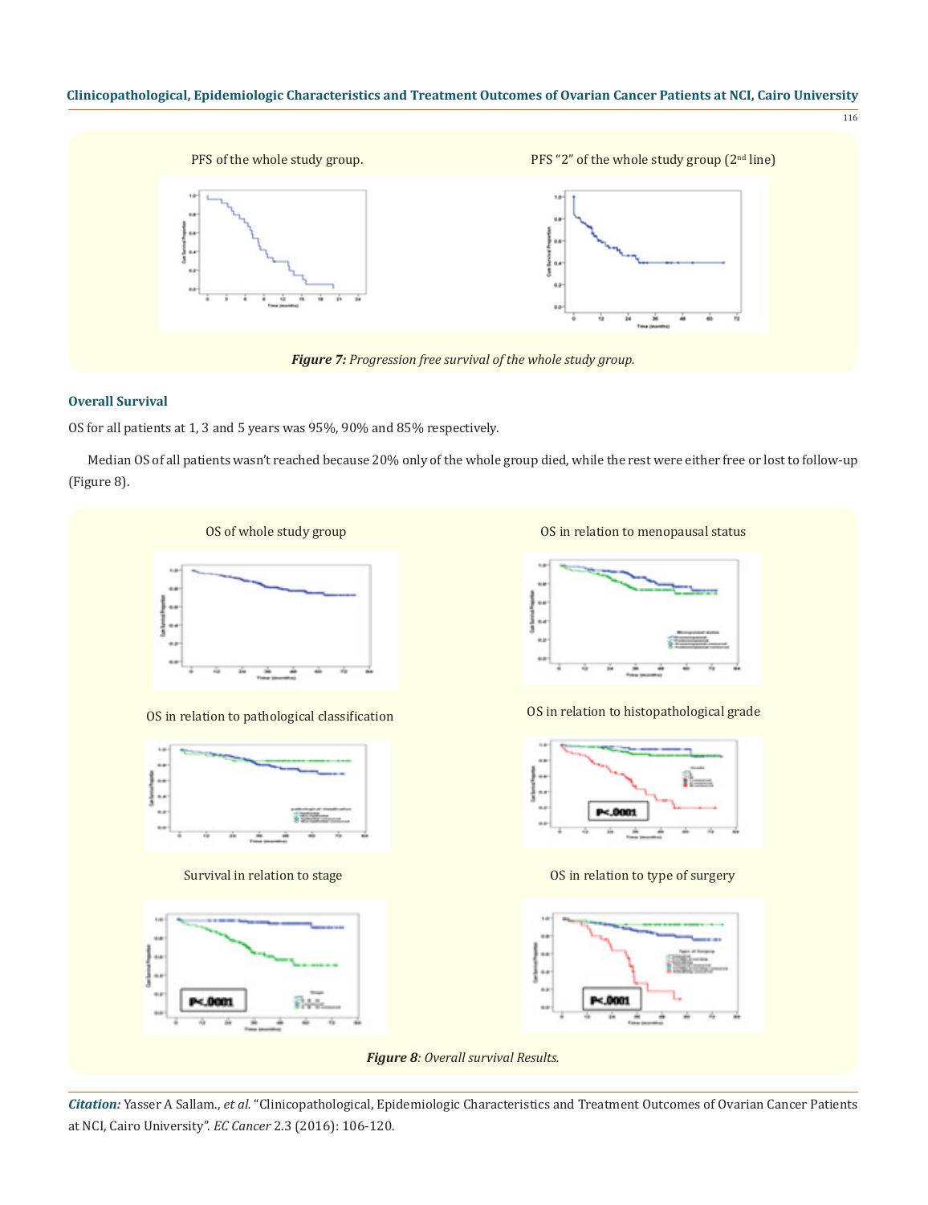PFS of the whole study group.

PFS "2" of the whole study group (2nd line)

***Figure 7:*** *Progression free survival of the whole study group.*

### Overall Survival

OS for all patients at 1, 3 and 5 years was 95%, 90% and 85% respectively.

Median OS of all patients wasn't reached because 20% only of the whole group died, while the rest were either free or lost to follow-up (Figure 8).

OS of whole study group

OS in relation to menopausal status

OS in relation to pathological classification

OS in relation to histopathological grade

Survival in relation to stage

OS in relation to type of surgery

***Figure 8****: Overall survival Results.*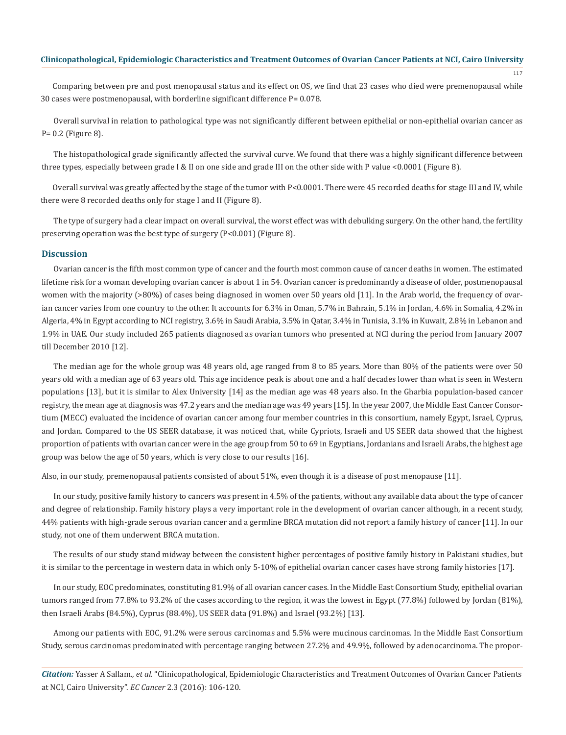Comparing between pre and post menopausal status and its effect on OS, we find that 23 cases who died were premenopausal while 30 cases were postmenopausal, with borderline significant difference P= 0.078.

Overall survival in relation to pathological type was not significantly different between epithelial or non-epithelial ovarian cancer as P= 0.2 (Figure 8).

The histopathological grade significantly affected the survival curve. We found that there was a highly significant difference between three types, especially between grade I & II on one side and grade III on the other side with P value <0.0001 (Figure 8).

Overall survival was greatly affected by the stage of the tumor with P<0.0001. There were 45 recorded deaths for stage III and IV, while there were 8 recorded deaths only for stage I and II (Figure 8).

The type of surgery had a clear impact on overall survival, the worst effect was with debulking surgery. On the other hand, the fertility preserving operation was the best type of surgery (P<0.001) (Figure 8).

## Discussion

Ovarian cancer is the fifth most common type of cancer and the fourth most common cause of cancer deaths in women. The estimated lifetime risk for a woman developing ovarian cancer is about 1 in 54. Ovarian cancer is predominantly a disease of older, postmenopausal women with the majority (>80%) of cases being diagnosed in women over 50 years old [11]. In the Arab world, the frequency of ovarian cancer varies from one country to the other. It accounts for 6.3% in Oman, 5.7% in Bahrain, 5.1% in Jordan, 4.6% in Somalia, 4.2% in Algeria, 4% in Egypt according to NCI registry, 3.6% in Saudi Arabia, 3.5% in Qatar, 3.4% in Tunisia, 3.1% in Kuwait, 2.8% in Lebanon and 1.9% in UAE. Our study included 265 patients diagnosed as ovarian tumors who presented at NCI during the period from January 2007 till December 2010 [12].

The median age for the whole group was 48 years old, age ranged from 8 to 85 years. More than 80% of the patients were over 50 years old with a median age of 63 years old. This age incidence peak is about one and a half decades lower than what is seen in Western populations [13], but it is similar to Alex University [14] as the median age was 48 years also. In the Gharbia population-based cancer registry, the mean age at diagnosis was 47.2 years and the median age was 49 years [15]. In the year 2007, the Middle East Cancer Consortium (MECC) evaluated the incidence of ovarian cancer among four member countries in this consortium, namely Egypt, Israel, Cyprus, and Jordan. Compared to the US SEER database, it was noticed that, while Cypriots, Israeli and US SEER data showed that the highest proportion of patients with ovarian cancer were in the age group from 50 to 69 in Egyptians, Jordanians and Israeli Arabs, the highest age group was below the age of 50 years, which is very close to our results [16].

Also, in our study, premenopausal patients consisted of about 51%, even though it is a disease of post menopause [11].

In our study, positive family history to cancers was present in 4.5% of the patients, without any available data about the type of cancer and degree of relationship. Family history plays a very important role in the development of ovarian cancer although, in a recent study, 44% patients with high-grade serous ovarian cancer and a germline BRCA mutation did not report a family history of cancer [11]. In our study, not one of them underwent BRCA mutation.

The results of our study stand midway between the consistent higher percentages of positive family history in Pakistani studies, but it is similar to the percentage in western data in which only 5-10% of epithelial ovarian cancer cases have strong family histories [17].

In our study, EOC predominates, constituting 81.9% of all ovarian cancer cases. In the Middle East Consortium Study, epithelial ovarian tumors ranged from 77.8% to 93.2% of the cases according to the region, it was the lowest in Egypt (77.8%) followed by Jordan (81%), then Israeli Arabs (84.5%), Cyprus (88.4%), US SEER data (91.8%) and Israel (93.2%) [13].

Among our patients with EOC, 91.2% were serous carcinomas and 5.5% were mucinous carcinomas. In the Middle East Consortium Study, serous carcinomas predominated with percentage ranging between 27.2% and 49.9%, followed by adenocarcinoma. The propor-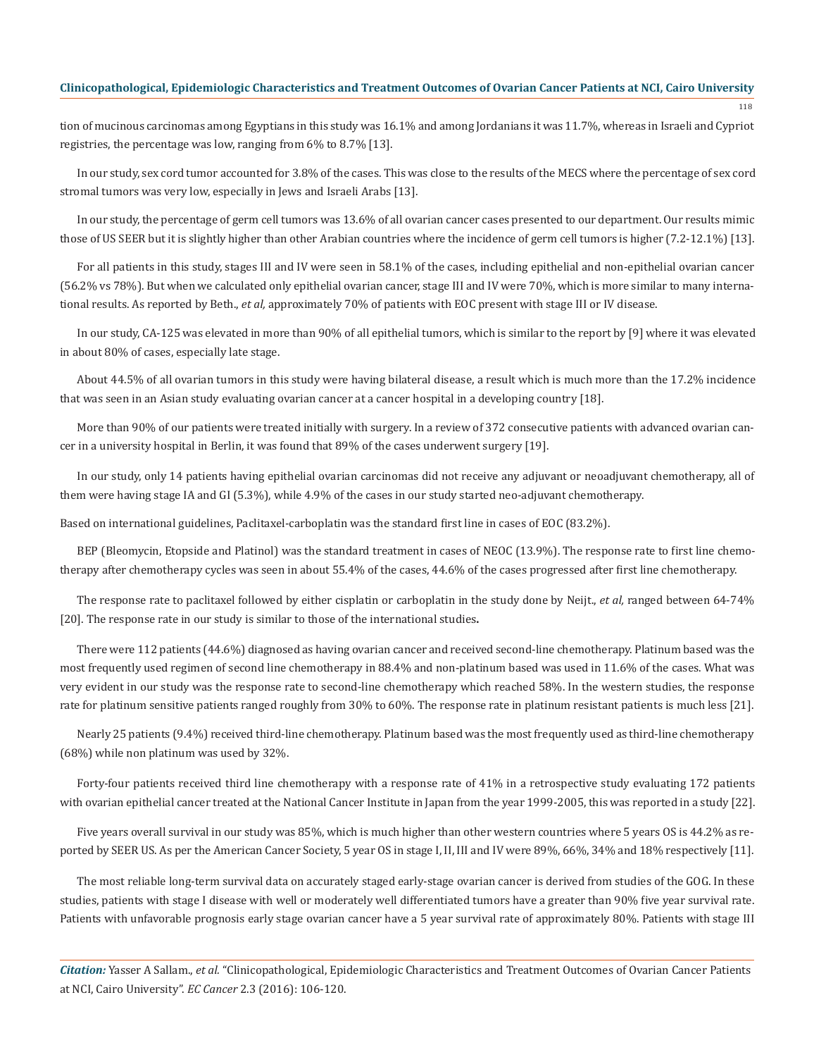tion of mucinous carcinomas among Egyptians in this study was 16.1% and among Jordanians it was 11.7%, whereas in Israeli and Cypriot registries, the percentage was low, ranging from 6% to 8.7% [13].

In our study, sex cord tumor accounted for 3.8% of the cases. This was close to the results of the MECS where the percentage of sex cord stromal tumors was very low, especially in Jews and Israeli Arabs [13].

In our study, the percentage of germ cell tumors was 13.6% of all ovarian cancer cases presented to our department. Our results mimic those of US SEER but it is slightly higher than other Arabian countries where the incidence of germ cell tumors is higher (7.2-12.1%) [13].

For all patients in this study, stages III and IV were seen in 58.1% of the cases, including epithelial and non-epithelial ovarian cancer (56.2% vs 78%). But when we calculated only epithelial ovarian cancer, stage III and IV were 70%, which is more similar to many international results. As reported by Beth., *et al,* approximately 70% of patients with EOC present with stage III or IV disease.

In our study, CA-125 was elevated in more than 90% of all epithelial tumors, which is similar to the report by [9] where it was elevated in about 80% of cases, especially late stage.

About 44.5% of all ovarian tumors in this study were having bilateral disease, a result which is much more than the 17.2% incidence that was seen in an Asian study evaluating ovarian cancer at a cancer hospital in a developing country [18].

More than 90% of our patients were treated initially with surgery. In a review of 372 consecutive patients with advanced ovarian cancer in a university hospital in Berlin, it was found that 89% of the cases underwent surgery [19].

In our study, only 14 patients having epithelial ovarian carcinomas did not receive any adjuvant or neoadjuvant chemotherapy, all of them were having stage IA and GI (5.3%), while 4.9% of the cases in our study started neo-adjuvant chemotherapy.

Based on international guidelines, Paclitaxel-carboplatin was the standard first line in cases of EOC (83.2%).

BEP (Bleomycin, Etopside and Platinol) was the standard treatment in cases of NEOC (13.9%). The response rate to first line chemotherapy after chemotherapy cycles was seen in about 55.4% of the cases, 44.6% of the cases progressed after first line chemotherapy.

The response rate to paclitaxel followed by either cisplatin or carboplatin in the study done by Neijt., *et al,* ranged between 64-74% [20]. The response rate in our study is similar to those of the international studies**.**

There were 112 patients (44.6%) diagnosed as having ovarian cancer and received second-line chemotherapy. Platinum based was the most frequently used regimen of second line chemotherapy in 88.4% and non-platinum based was used in 11.6% of the cases. What was very evident in our study was the response rate to second-line chemotherapy which reached 58%. In the western studies, the response rate for platinum sensitive patients ranged roughly from 30% to 60%. The response rate in platinum resistant patients is much less [21].

Nearly 25 patients (9.4%) received third-line chemotherapy. Platinum based was the most frequently used as third-line chemotherapy (68%) while non platinum was used by 32%.

Forty-four patients received third line chemotherapy with a response rate of 41% in a retrospective study evaluating 172 patients with ovarian epithelial cancer treated at the National Cancer Institute in Japan from the year 1999-2005, this was reported in a study [22].

Five years overall survival in our study was 85%, which is much higher than other western countries where 5 years OS is 44.2% as reported by SEER US. As per the American Cancer Society, 5 year OS in stage I, II, III and IV were 89%, 66%, 34% and 18% respectively [11].

The most reliable long-term survival data on accurately staged early-stage ovarian cancer is derived from studies of the GOG. In these studies, patients with stage I disease with well or moderately well differentiated tumors have a greater than 90% five year survival rate. Patients with unfavorable prognosis early stage ovarian cancer have a 5 year survival rate of approximately 80%. Patients with stage III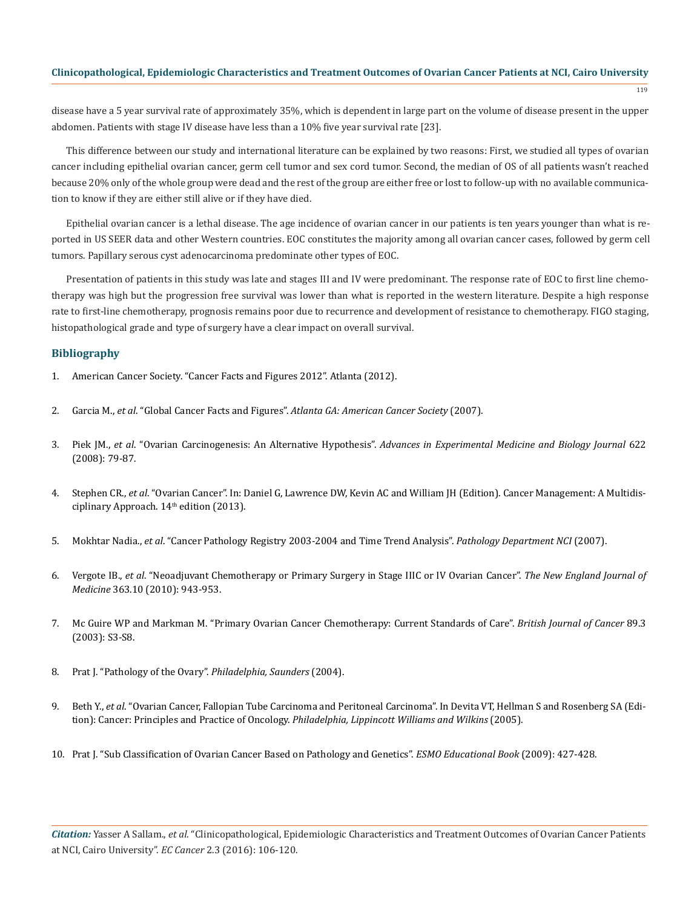disease have a 5 year survival rate of approximately 35%, which is dependent in large part on the volume of disease present in the upper abdomen. Patients with stage IV disease have less than a 10% five year survival rate [23].

This difference between our study and international literature can be explained by two reasons: First, we studied all types of ovarian cancer including epithelial ovarian cancer, germ cell tumor and sex cord tumor. Second, the median of OS of all patients wasn't reached because 20% only of the whole group were dead and the rest of the group are either free or lost to follow-up with no available communication to know if they are either still alive or if they have died.

Epithelial ovarian cancer is a lethal disease. The age incidence of ovarian cancer in our patients is ten years younger than what is reported in US SEER data and other Western countries. EOC constitutes the majority among all ovarian cancer cases, followed by germ cell tumors. Papillary serous cyst adenocarcinoma predominate other types of EOC.

Presentation of patients in this study was late and stages III and IV were predominant. The response rate of EOC to first line chemotherapy was high but the progression free survival was lower than what is reported in the western literature. Despite a high response rate to first-line chemotherapy, prognosis remains poor due to recurrence and development of resistance to chemotherapy. FIGO staging, histopathological grade and type of surgery have a clear impact on overall survival.

## Bibliography

1. American Cancer Society. "Cancer Facts and Figures 2012". Atlanta (2012).
2. Garcia M., *et al*. "Global Cancer Facts and Figures". *Atlanta GA: American Cancer Society* (2007).
3. Piek JM., *et al*. "Ovarian Carcinogenesis: An Alternative Hypothesis". *Advances in Experimental Medicine and Biology Journal* 622 (2008): 79-87.
4. Stephen CR., *et al*. "Ovarian Cancer". In: Daniel G, Lawrence DW, Kevin AC and William JH (Edition). Cancer Management: A Multidisciplinary Approach. 14th edition (2013).
5. Mokhtar Nadia., *et al*. "Cancer Pathology Registry 2003-2004 and Time Trend Analysis". *Pathology Department NCI* (2007).
6. Vergote IB., *et al*. "Neoadjuvant Chemotherapy or Primary Surgery in Stage IIIC or IV Ovarian Cancer". *The New England Journal of Medicine* 363.10 (2010): 943-953.
7. Mc Guire WP and Markman M. "Primary Ovarian Cancer Chemotherapy: Current Standards of Care". *British Journal of Cancer* 89.3 (2003): S3-S8.
8. Prat J. "Pathology of the Ovary". *Philadelphia, Saunders* (2004).
9. Beth Y., *et al*. "Ovarian Cancer, Fallopian Tube Carcinoma and Peritoneal Carcinoma". In Devita VT, Hellman S and Rosenberg SA (Edition): Cancer: Principles and Practice of Oncology. *Philadelphia, Lippincott Williams and Wilkins* (2005).
10. Prat J. "Sub Classification of Ovarian Cancer Based on Pathology and Genetics". *ESMO Educational Book* (2009): 427-428.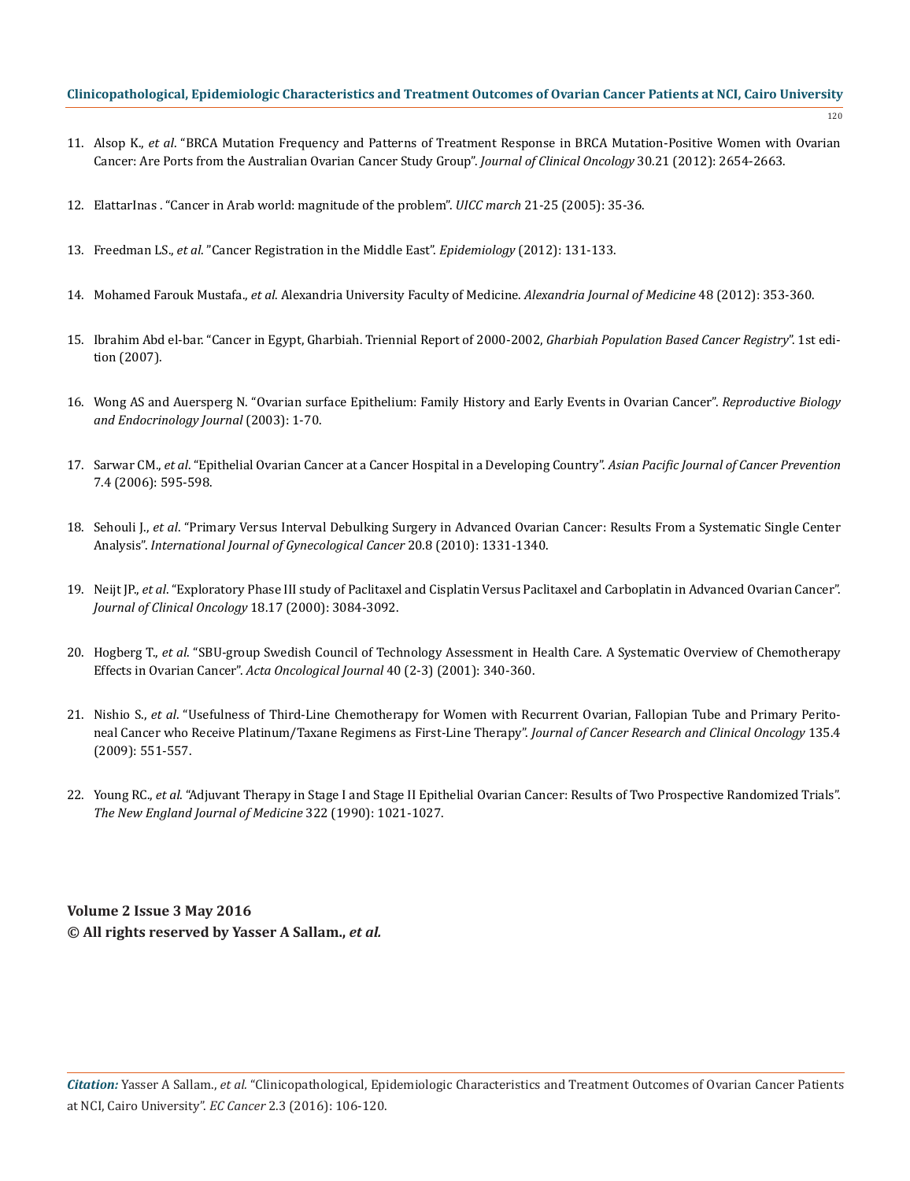11. Alsop K., *et al*. "BRCA Mutation Frequency and Patterns of Treatment Response in BRCA Mutation-Positive Women with Ovarian Cancer: Are Ports from the Australian Ovarian Cancer Study Group". *Journal of Clinical Oncology* 30.21 (2012): 2654-2663.

12. ElattarInas . "Cancer in Arab world: magnitude of the problem". *UICC march* 21-25 (2005): 35-36.

13. Freedman LS., *et al*. "Cancer Registration in the Middle East". *Epidemiology* (2012): 131-133.

14. Mohamed Farouk Mustafa., *et al*. Alexandria University Faculty of Medicine. *Alexandria Journal of Medicine* 48 (2012): 353-360.

15. Ibrahim Abd el-bar. "Cancer in Egypt, Gharbiah. Triennial Report of 2000-2002, *Gharbiah Population Based Cancer Registry*". 1st edition (2007).

16. Wong AS and Auersperg N. "Ovarian surface Epithelium: Family History and Early Events in Ovarian Cancer". *Reproductive Biology and Endocrinology Journal* (2003): 1-70.

17. Sarwar CM., *et al*. "Epithelial Ovarian Cancer at a Cancer Hospital in a Developing Country". *Asian Pacific Journal of Cancer Prevention* 7.4 (2006): 595-598.

18. Sehouli J., *et al*. "Primary Versus Interval Debulking Surgery in Advanced Ovarian Cancer: Results From a Systematic Single Center Analysis". *International Journal of Gynecological Cancer* 20.8 (2010): 1331-1340.

19. Neijt JP., *et al*. "Exploratory Phase III study of Paclitaxel and Cisplatin Versus Paclitaxel and Carboplatin in Advanced Ovarian Cancer". *Journal of Clinical Oncology* 18.17 (2000): 3084-3092.

20. Hogberg T., *et al*. "SBU-group Swedish Council of Technology Assessment in Health Care. A Systematic Overview of Chemotherapy Effects in Ovarian Cancer". *Acta Oncological Journal* 40 (2-3) (2001): 340-360.

21. Nishio S., *et al*. "Usefulness of Third-Line Chemotherapy for Women with Recurrent Ovarian, Fallopian Tube and Primary Peritoneal Cancer who Receive Platinum/Taxane Regimens as First-Line Therapy". *Journal of Cancer Research and Clinical Oncology* 135.4 (2009): 551-557.

22. Young RC., *et al*. "Adjuvant Therapy in Stage I and Stage II Epithelial Ovarian Cancer: Results of Two Prospective Randomized Trials". *The New England Journal of Medicine* 322 (1990): 1021-1027.

**Volume 2 Issue 3 May 2016**
**© All rights reserved by Yasser A Sallam., *et al.***